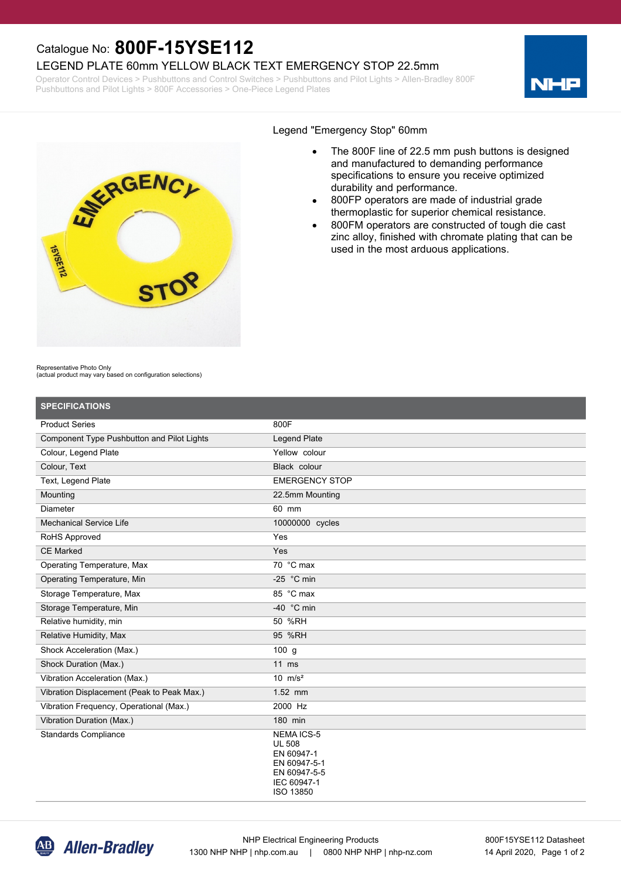Catalogue No: **800F-15YSE112**

# LEGEND PLATE 60mm YELLOW BLACK TEXT EMERGENCY STOP 22.5mm

Operator Control Devices > Pushbuttons and Control Switches > Pushbuttons and Pilot Lights > Allen-Bradley 800F Pushbuttons and Pilot Lights > 800F Accessories > One-Piece Legend Plates

Representative Photo Only
(actual product may vary based on configuration selections)

Legend "Emergency Stop" 60mm

- The 800F line of 22.5 mm push buttons is designed and manufactured to demanding performance specifications to ensure you receive optimized durability and performance.
- 800FP operators are made of industrial grade thermoplastic for superior chemical resistance.
- 800FM operators are constructed of tough die cast zinc alloy, finished with chromate plating that can be used in the most arduous applications.

## SPECIFICATIONS

| | |
|---|---|
| Product Series | 800F |
| Component Type Pushbutton and Pilot Lights | Legend Plate |
| Colour, Legend Plate | Yellow colour |
| Colour, Text | Black colour |
| Text, Legend Plate | EMERGENCY STOP |
| Mounting | 22.5mm Mounting |
| Diameter | 60 mm |
| Mechanical Service Life | 10000000 cycles |
| RoHS Approved | Yes |
| CE Marked | Yes |
| Operating Temperature, Max | 70 °C max |
| Operating Temperature, Min | -25 °C min |
| Storage Temperature, Max | 85 °C max |
| Storage Temperature, Min | -40 °C min |
| Relative humidity, min | 50 %RH |
| Relative Humidity, Max | 95 %RH |
| Shock Acceleration (Max.) | 100 g |
| Shock Duration (Max.) | 11 ms |
| Vibration Acceleration (Max.) | 10 $m/s^2$ |
| Vibration Displacement (Peak to Peak Max.) | 1.52 mm |
| Vibration Frequency, Operational (Max.) | 2000 Hz |
| Vibration Duration (Max.) | 180 min |
| Standards Compliance | NEMA ICS-5<br>UL 508<br>EN 60947-1<br>EN 60947-5-1<br>EN 60947-5-5<br>IEC 60947-1<br>ISO 13850 |

NHP Electrical Engineering Products
1300 NHP NHP | nhp.com.au | 0800 NHP NHP | nhp-nz.com

800F15YSE112 Datasheet
14 April 2020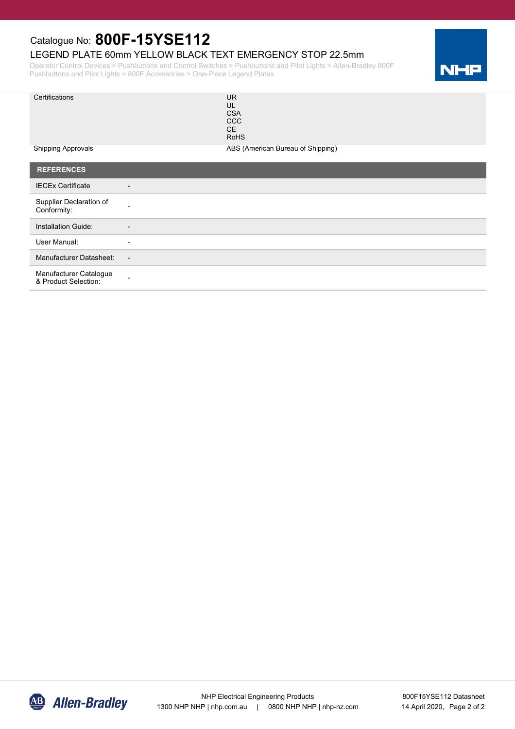Catalogue No: **800F-15YSE112**

LEGEND PLATE 60mm YELLOW BLACK TEXT EMERGENCY STOP 22.5mm

Operator Control Devices > Pushbuttons and Control Switches > Pushbuttons and Pilot Lights > Allen-Bradley 800F Pushbuttons and Pilot Lights > 800F Accessories > One-Piece Legend Plates

| | |
|---|---|
| Certifications | UR<br>UL<br>CSA<br>CCC<br>CE<br>RoHS |
| Shipping Approvals | ABS (American Bureau of Shipping) |

## REFERENCES

| | |
|---|---|
| IECEx Certificate | - |
| Supplier Declaration of Conformity: | - |
| Installation Guide: | - |
| User Manual: | - |
| Manufacturer Datasheet: | - |
| Manufacturer Catalogue & Product Selection: | - |

NHP Electrical Engineering Products
1300 NHP NHP | nhp.com.au | 0800 NHP NHP | nhp-nz.com

800F15YSE112 Datasheet
14 April 2020